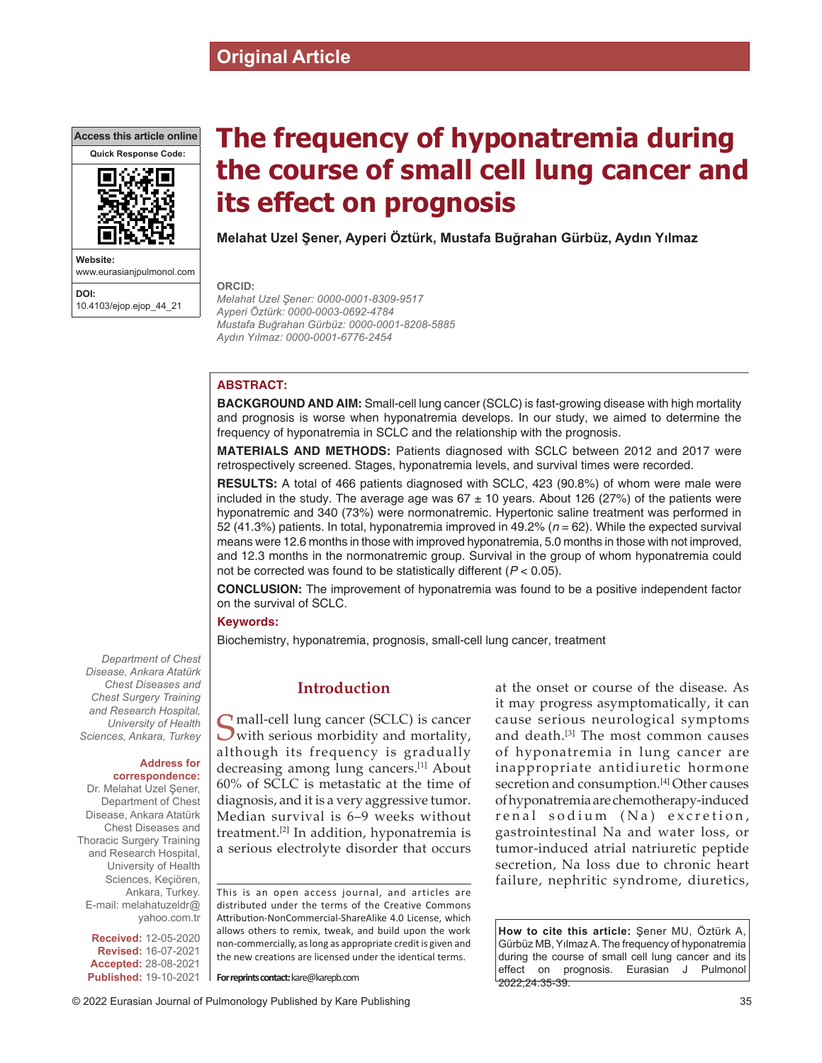Original Article

# The frequency of hyponatremia during the course of small cell lung cancer and its effect on prognosis

**Melahat Uzel Şener, Ayperi Öztürk, Mustafa Buğrahan Gürbüz, Aydın Yılmaz**

**ORCID:**
*Melahat Uzel Şener: 0000-0001-8309-9517*
*Ayperi Öztürk: 0000-0003-0692-4784*
*Mustafa Buğrahan Gürbüz: 0000-0001-8208-5885*
*Aydın Yılmaz: 0000-0001-6776-2454*

Access this article online

Website: www.eurasianjpulmonol.com

DOI: 10.4103/ejop.ejop_44_21

## ABSTRACT:

**BACKGROUND AND AIM:** Small-cell lung cancer (SCLC) is fast-growing disease with high mortality and prognosis is worse when hyponatremia develops. In our study, we aimed to determine the frequency of hyponatremia in SCLC and the relationship with the prognosis.

**MATERIALS AND METHODS:** Patients diagnosed with SCLC between 2012 and 2017 were retrospectively screened. Stages, hyponatremia levels, and survival times were recorded.

**RESULTS:** A total of 466 patients diagnosed with SCLC, 423 (90.8%) of whom were male were included in the study. The average age was 67 ± 10 years. About 126 (27%) of the patients were hyponatremic and 340 (73%) were normonatremic. Hypertonic saline treatment was performed in 52 (41.3%) patients. In total, hyponatremia improved in 49.2% ($n = 62$). While the expected survival means were 12.6 months in those with improved hyponatremia, 5.0 months in those with not improved, and 12.3 months in the normonatremic group. Survival in the group of whom hyponatremia could not be corrected was found to be statistically different ($P < 0.05$).

**CONCLUSION:** The improvement of hyponatremia was found to be a positive independent factor on the survival of SCLC.

**Keywords:**

Biochemistry, hyponatremia, prognosis, small-cell lung cancer, treatment

*Department of Chest Disease, Ankara Atatürk Chest Diseases and Chest Surgery Training and Research Hospital, University of Health Sciences, Ankara, Turkey*

**Address for correspondence:**
Dr. Melahat Uzel Şener, Department of Chest Disease, Ankara Atatürk Chest Diseases and Thoracic Surgery Training and Research Hospital, University of Health Sciences, Keçiören, Ankara, Turkey.
E-mail: melahatuzeldr@yahoo.com.tr

**Received:** 12-05-2020
**Revised:** 16-07-2021
**Accepted:** 28-08-2021
**Published:** 19-10-2021

## Introduction

Small-cell lung cancer (SCLC) is cancer with serious morbidity and mortality, although its frequency is gradually decreasing among lung cancers.[1] About 60% of SCLC is metastatic at the time of diagnosis, and it is a very aggressive tumor. Median survival is 6–9 weeks without treatment.[2] In addition, hyponatremia is a serious electrolyte disorder that occurs at the onset or course of the disease. As it may progress asymptomatically, it can cause serious neurological symptoms and death.[3] The most common causes of hyponatremia in lung cancer are inappropriate antidiuretic hormone secretion and consumption.[4] Other causes of hyponatremia are chemotherapy-induced renal sodium (Na) excretion, gastrointestinal Na and water loss, or tumor-induced atrial natriuretic peptide secretion, Na loss due to chronic heart failure, nephritic syndrome, diuretics,

This is an open access journal, and articles are distributed under the terms of the Creative Commons Attribution-NonCommercial-ShareAlike 4.0 License, which allows others to remix, tweak, and build upon the work non-commercially, as long as appropriate credit is given and the new creations are licensed under the identical terms.

**For reprints contact:** kare@karepb.com

**How to cite this article:** Şener MU, Öztürk A, Gürbüz MB, Yılmaz A. The frequency of hyponatremia during the course of small cell lung cancer and its effect on prognosis. Eurasian J Pulmonol 2022;24:35-39.

© 2022 Eurasian Journal of Pulmonology Published by Kare Publishing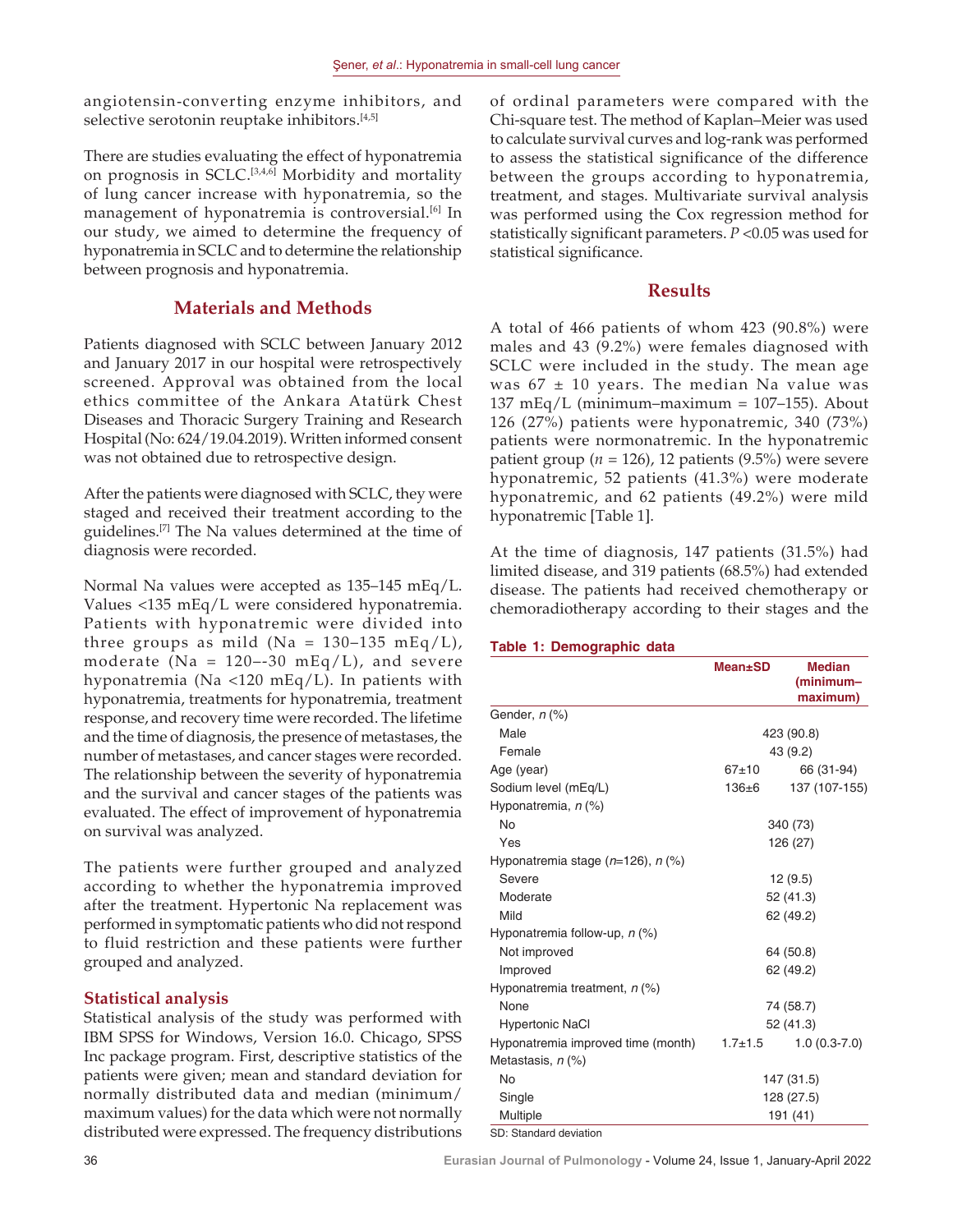angiotensin-converting enzyme inhibitors, and selective serotonin reuptake inhibitors.[4,5]

There are studies evaluating the effect of hyponatremia on prognosis in SCLC.[3,4,6] Morbidity and mortality of lung cancer increase with hyponatremia, so the management of hyponatremia is controversial.[6] In our study, we aimed to determine the frequency of hyponatremia in SCLC and to determine the relationship between prognosis and hyponatremia.

## Materials and Methods

Patients diagnosed with SCLC between January 2012 and January 2017 in our hospital were retrospectively screened. Approval was obtained from the local ethics committee of the Ankara Atatürk Chest Diseases and Thoracic Surgery Training and Research Hospital (No: 624/19.04.2019). Written informed consent was not obtained due to retrospective design.

After the patients were diagnosed with SCLC, they were staged and received their treatment according to the guidelines.[7] The Na values determined at the time of diagnosis were recorded.

Normal Na values were accepted as 135–145 mEq/L. Values <135 mEq/L were considered hyponatremia. Patients with hyponatremic were divided into three groups as mild (Na = 130–135 mEq/L), moderate (Na = 120–-30 mEq/L), and severe hyponatremia (Na <120 mEq/L). In patients with hyponatremia, treatments for hyponatremia, treatment response, and recovery time were recorded. The lifetime and the time of diagnosis, the presence of metastases, the number of metastases, and cancer stages were recorded. The relationship between the severity of hyponatremia and the survival and cancer stages of the patients was evaluated. The effect of improvement of hyponatremia on survival was analyzed.

The patients were further grouped and analyzed according to whether the hyponatremia improved after the treatment. Hypertonic Na replacement was performed in symptomatic patients who did not respond to fluid restriction and these patients were further grouped and analyzed.

### Statistical analysis

Statistical analysis of the study was performed with IBM SPSS for Windows, Version 16.0. Chicago, SPSS Inc package program. First, descriptive statistics of the patients were given; mean and standard deviation for normally distributed data and median (minimum/maximum values) for the data which were not normally distributed were expressed. The frequency distributions of ordinal parameters were compared with the Chi-square test. The method of Kaplan–Meier was used to calculate survival curves and log-rank was performed to assess the statistical significance of the difference between the groups according to hyponatremia, treatment, and stages. Multivariate survival analysis was performed using the Cox regression method for statistically significant parameters. $P$ <0.05 was used for statistical significance.

## Results

A total of 466 patients of whom 423 (90.8%) were males and 43 (9.2%) were females diagnosed with SCLC were included in the study. The mean age was 67 ± 10 years. The median Na value was 137 mEq/L (minimum–maximum = 107–155). About 126 (27%) patients were hyponatremic, 340 (73%) patients were normonatremic. In the hyponatremic patient group ($n$ = 126), 12 patients (9.5%) were severe hyponatremic, 52 patients (41.3%) were moderate hyponatremic, and 62 patients (49.2%) were mild hyponatremic [Table 1].

At the time of diagnosis, 147 patients (31.5%) had limited disease, and 319 patients (68.5%) had extended disease. The patients had received chemotherapy or chemoradiotherapy according to their stages and the

**Table 1: Demographic data**

| | Mean±SD | Median (minimum–maximum) |
|---|---|---|
| Gender, *n* (%) | | |
| Male | 423 (90.8) | |
| Female | 43 (9.2) | |
| Age (year) | 67±10 | 66 (31-94) |
| Sodium level (mEq/L) | 136±6 | 137 (107-155) |
| Hyponatremia, *n* (%) | | |
| No | 340 (73) | |
| Yes | 126 (27) | |
| Hyponatremia stage (*n*=126), *n* (%) | | |
| Severe | 12 (9.5) | |
| Moderate | 52 (41.3) | |
| Mild | 62 (49.2) | |
| Hyponatremia follow-up, *n* (%) | | |
| Not improved | 64 (50.8) | |
| Improved | 62 (49.2) | |
| Hyponatremia treatment, *n* (%) | | |
| None | 74 (58.7) | |
| Hypertonic NaCl | 52 (41.3) | |
| Hyponatremia improved time (month) | 1.7±1.5 | 1.0 (0.3-7.0) |
| Metastasis, *n* (%) | | |
| No | 147 (31.5) | |
| Single | 128 (27.5) | |
| Multiple | 191 (41) | |

SD: Standard deviation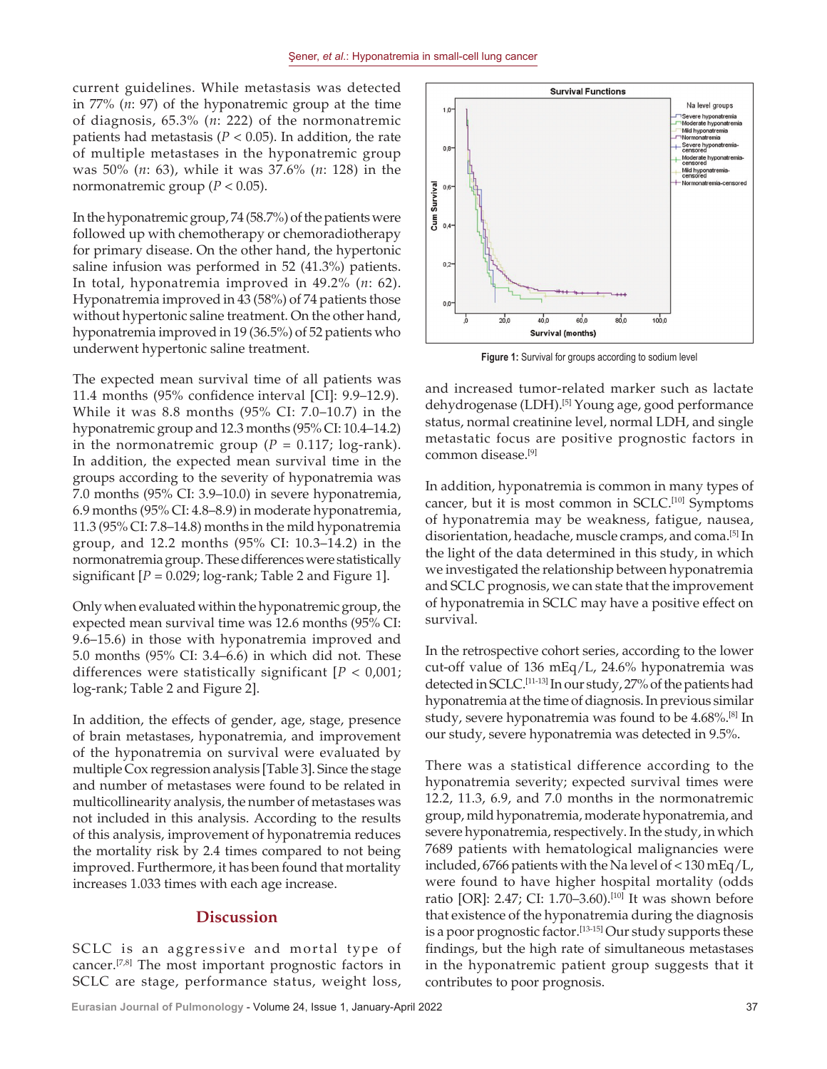current guidelines. While metastasis was detected in 77% (*n*: 97) of the hyponatremic group at the time of diagnosis, 65.3% (*n*: 222) of the normonatremic patients had metastasis ($P < 0.05$). In addition, the rate of multiple metastases in the hyponatremic group was 50% (*n*: 63), while it was 37.6% (*n*: 128) in the normonatremic group ($P < 0.05$).

In the hyponatremic group, 74 (58.7%) of the patients were followed up with chemotherapy or chemoradiotherapy for primary disease. On the other hand, the hypertonic saline infusion was performed in 52 (41.3%) patients. In total, hyponatremia improved in 49.2% (*n*: 62). Hyponatremia improved in 43 (58%) of 74 patients those without hypertonic saline treatment. On the other hand, hyponatremia improved in 19 (36.5%) of 52 patients who underwent hypertonic saline treatment.

The expected mean survival time of all patients was 11.4 months (95% confidence interval [CI]: 9.9–12.9). While it was 8.8 months (95% CI: 7.0–10.7) in the hyponatremic group and 12.3 months (95% CI: 10.4–14.2) in the normonatremic group ($P = 0.117$; log-rank). In addition, the expected mean survival time in the groups according to the severity of hyponatremia was 7.0 months (95% CI: 3.9–10.0) in severe hyponatremia, 6.9 months (95% CI: 4.8–8.9) in moderate hyponatremia, 11.3 (95% CI: 7.8–14.8) months in the mild hyponatremia group, and 12.2 months (95% CI: 10.3–14.2) in the normonatremia group. These differences were statistically significant [$P = 0.029$; log-rank; Table 2 and Figure 1].

Only when evaluated within the hyponatremic group, the expected mean survival time was 12.6 months (95% CI: 9.6–15.6) in those with hyponatremia improved and 5.0 months (95% CI: 3.4–6.6) in which did not. These differences were statistically significant [$P < 0,001$; log-rank; Table 2 and Figure 2].

In addition, the effects of gender, age, stage, presence of brain metastases, hyponatremia, and improvement of the hyponatremia on survival were evaluated by multiple Cox regression analysis [Table 3]. Since the stage and number of metastases were found to be related in multicollinearity analysis, the number of metastases was not included in this analysis. According to the results of this analysis, improvement of hyponatremia reduces the mortality risk by 2.4 times compared to not being improved. Furthermore, it has been found that mortality increases 1.033 times with each age increase.

## Discussion

SCLC is an aggressive and mortal type of cancer.[7,8] The most important prognostic factors in SCLC are stage, performance status, weight loss, and increased tumor-related marker such as lactate dehydrogenase (LDH).[5] Young age, good performance status, normal creatinine level, normal LDH, and single metastatic focus are positive prognostic factors in common disease.[9]

Figure 1: Survival for groups according to sodium level

In addition, hyponatremia is common in many types of cancer, but it is most common in SCLC.[10] Symptoms of hyponatremia may be weakness, fatigue, nausea, disorientation, headache, muscle cramps, and coma.[5] In the light of the data determined in this study, in which we investigated the relationship between hyponatremia and SCLC prognosis, we can state that the improvement of hyponatremia in SCLC may have a positive effect on survival.

In the retrospective cohort series, according to the lower cut-off value of 136 mEq/L, 24.6% hyponatremia was detected in SCLC.[11-13] In our study, 27% of the patients had hyponatremia at the time of diagnosis. In previous similar study, severe hyponatremia was found to be 4.68%.[8] In our study, severe hyponatremia was detected in 9.5%.

There was a statistical difference according to the hyponatremia severity; expected survival times were 12.2, 11.3, 6.9, and 7.0 months in the normonatremic group, mild hyponatremia, moderate hyponatremia, and severe hyponatremia, respectively. In the study, in which 7689 patients with hematological malignancies were included, 6766 patients with the Na level of < 130 mEq/L, were found to have higher hospital mortality (odds ratio [OR]: 2.47; CI: 1.70–3.60).[10] It was shown before that existence of the hyponatremia during the diagnosis is a poor prognostic factor.[13-15] Our study supports these findings, but the high rate of simultaneous metastases in the hyponatremic patient group suggests that it contributes to poor prognosis.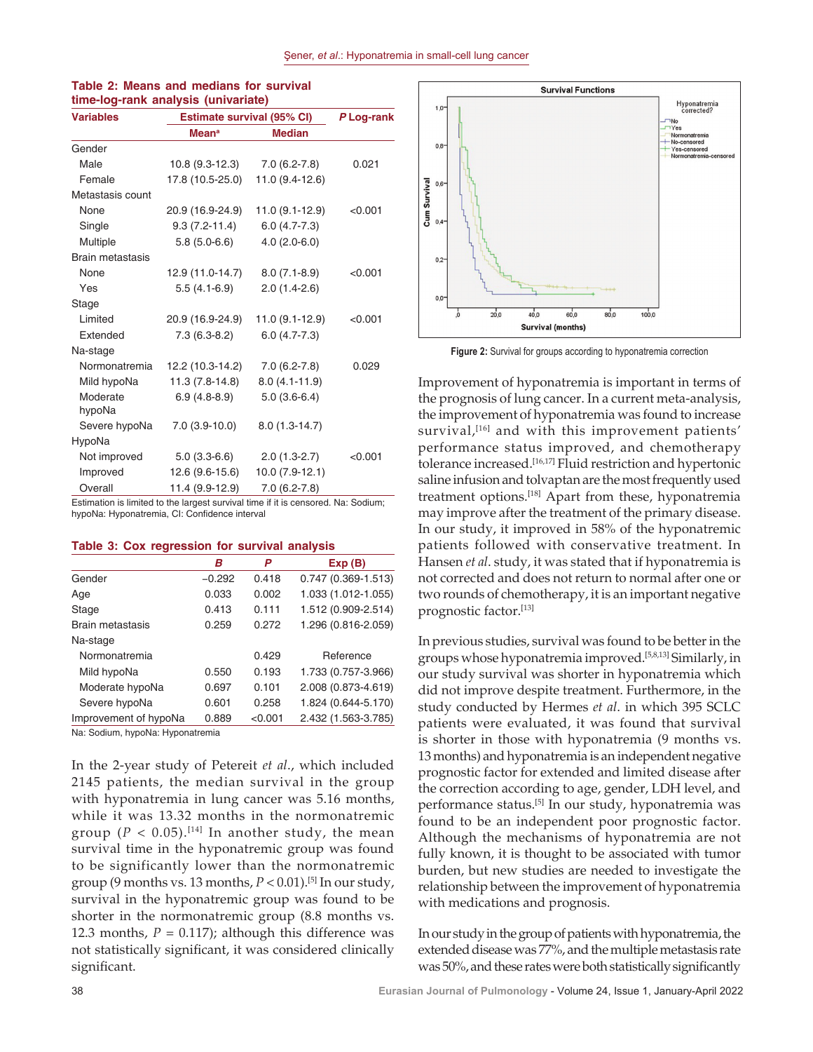**Table 2: Means and medians for survival time-log-rank analysis (univariate)**

| Variables | Estimate survival (95% CI) | | *P* Log-rank |
|---|---|---|---|
| | Mean[a] | Median | |
| Gender | | | |
| Male | 10.8 (9.3-12.3) | 7.0 (6.2-7.8) | 0.021 |
| Female | 17.8 (10.5-25.0) | 11.0 (9.4-12.6) | |
| Metastasis count | | | |
| None | 20.9 (16.9-24.9) | 11.0 (9.1-12.9) | <0.001 |
| Single | 9.3 (7.2-11.4) | 6.0 (4.7-7.3) | |
| Multiple | 5.8 (5.0-6.6) | 4.0 (2.0-6.0) | |
| Brain metastasis | | | |
| None | 12.9 (11.0-14.7) | 8.0 (7.1-8.9) | <0.001 |
| Yes | 5.5 (4.1-6.9) | 2.0 (1.4-2.6) | |
| Stage | | | |
| Limited | 20.9 (16.9-24.9) | 11.0 (9.1-12.9) | <0.001 |
| Extended | 7.3 (6.3-8.2) | 6.0 (4.7-7.3) | |
| Na-stage | | | |
| Normonatremia | 12.2 (10.3-14.2) | 7.0 (6.2-7.8) | 0.029 |
| Mild hypoNa | 11.3 (7.8-14.8) | 8.0 (4.1-11.9) | |
| Moderate hypoNa | 6.9 (4.8-8.9) | 5.0 (3.6-6.4) | |
| Severe hypoNa | 7.0 (3.9-10.0) | 8.0 (1.3-14.7) | |
| HypoNa | | | |
| Not improved | 5.0 (3.3-6.6) | 2.0 (1.3-2.7) | <0.001 |
| Improved | 12.6 (9.6-15.6) | 10.0 (7.9-12.1) | |
| Overall | 11.4 (9.9-12.9) | 7.0 (6.2-7.8) | |

Estimation is limited to the largest survival time if it is censored. Na: Sodium; hypoNa: Hyponatremia, CI: Confidence interval

**Table 3: Cox regression for survival analysis**

| | *B* | *P* | Exp (B) |
|---|---|---|---|
| Gender | −0.292 | 0.418 | 0.747 (0.369-1.513) |
| Age | 0.033 | 0.002 | 1.033 (1.012-1.055) |
| Stage | 0.413 | 0.111 | 1.512 (0.909-2.514) |
| Brain metastasis | 0.259 | 0.272 | 1.296 (0.816-2.059) |
| Na-stage | | | |
| Normonatremia | | 0.429 | Reference |
| Mild hypoNa | 0.550 | 0.193 | 1.733 (0.757-3.966) |
| Moderate hypoNa | 0.697 | 0.101 | 2.008 (0.873-4.619) |
| Severe hypoNa | 0.601 | 0.258 | 1.824 (0.644-5.170) |
| Improvement of hypoNa | 0.889 | <0.001 | 2.432 (1.563-3.785) |

Na: Sodium, hypoNa: Hyponatremia

In the 2-year study of Petereit *et al*., which included 2145 patients, the median survival in the group with hyponatremia in lung cancer was 5.16 months, while it was 13.32 months in the normonatremic group ($P < 0.05$).[14] In another study, the mean survival time in the hyponatremic group was found to be significantly lower than the normonatremic group (9 months vs. 13 months, $P < 0.01$).[5] In our study, survival in the hyponatremic group was found to be shorter in the normonatremic group (8.8 months vs. 12.3 months, $P = 0.117$); although this difference was not statistically significant, it was considered clinically significant.

Figure 2: Survival for groups according to hyponatremia correction

Improvement of hyponatremia is important in terms of the prognosis of lung cancer. In a current meta-analysis, the improvement of hyponatremia was found to increase survival,[16] and with this improvement patients' performance status improved, and chemotherapy tolerance increased.[16,17] Fluid restriction and hypertonic saline infusion and tolvaptan are the most frequently used treatment options.[18] Apart from these, hyponatremia may improve after the treatment of the primary disease. In our study, it improved in 58% of the hyponatremic patients followed with conservative treatment. In Hansen *et al*. study, it was stated that if hyponatremia is not corrected and does not return to normal after one or two rounds of chemotherapy, it is an important negative prognostic factor.[13]

In previous studies, survival was found to be better in the groups whose hyponatremia improved.[5,8,13] Similarly, in our study survival was shorter in hyponatremia which did not improve despite treatment. Furthermore, in the study conducted by Hermes *et al*. in which 395 SCLC patients were evaluated, it was found that survival is shorter in those with hyponatremia (9 months vs. 13 months) and hyponatremia is an independent negative prognostic factor for extended and limited disease after the correction according to age, gender, LDH level, and performance status.[5] In our study, hyponatremia was found to be an independent poor prognostic factor. Although the mechanisms of hyponatremia are not fully known, it is thought to be associated with tumor burden, but new studies are needed to investigate the relationship between the improvement of hyponatremia with medications and prognosis.

In our study in the group of patients with hyponatremia, the extended disease was 77%, and the multiple metastasis rate was 50%, and these rates were both statistically significantly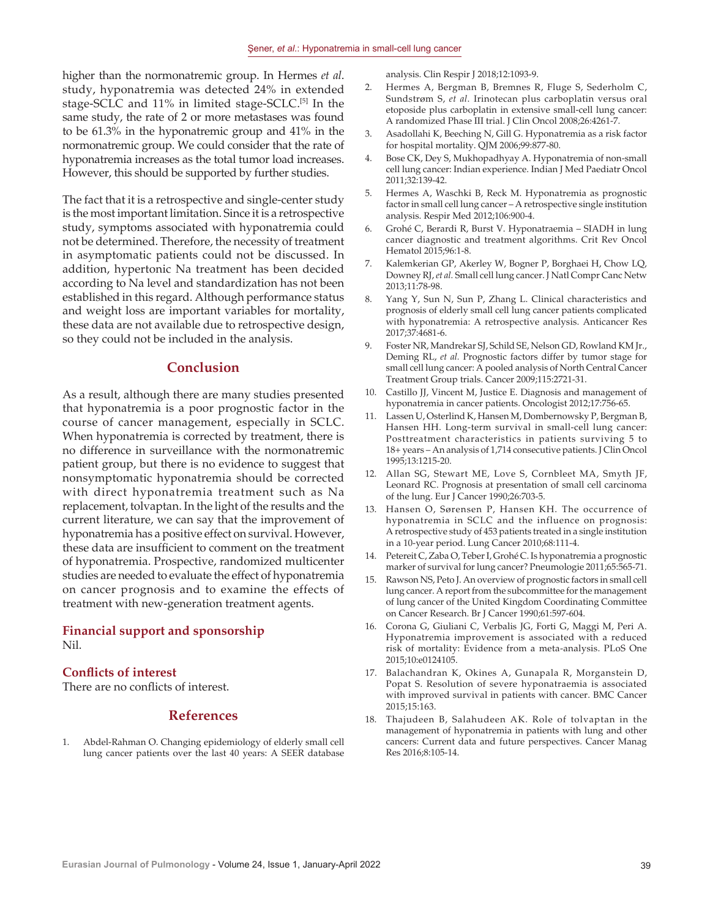higher than the normonatremic group. In Hermes *et al*. study, hyponatremia was detected 24% in extended stage-SCLC and 11% in limited stage-SCLC.[5] In the same study, the rate of 2 or more metastases was found to be 61.3% in the hyponatremic group and 41% in the normonatremic group. We could consider that the rate of hyponatremia increases as the total tumor load increases. However, this should be supported by further studies.

The fact that it is a retrospective and single-center study is the most important limitation. Since it is a retrospective study, symptoms associated with hyponatremia could not be determined. Therefore, the necessity of treatment in asymptomatic patients could not be discussed. In addition, hypertonic Na treatment has been decided according to Na level and standardization has not been established in this regard. Although performance status and weight loss are important variables for mortality, these data are not available due to retrospective design, so they could not be included in the analysis.

## Conclusion

As a result, although there are many studies presented that hyponatremia is a poor prognostic factor in the course of cancer management, especially in SCLC. When hyponatremia is corrected by treatment, there is no difference in surveillance with the normonatremic patient group, but there is no evidence to suggest that nonsymptomatic hyponatremia should be corrected with direct hyponatremia treatment such as Na replacement, tolvaptan. In the light of the results and the current literature, we can say that the improvement of hyponatremia has a positive effect on survival. However, these data are insufficient to comment on the treatment of hyponatremia. Prospective, randomized multicenter studies are needed to evaluate the effect of hyponatremia on cancer prognosis and to examine the effects of treatment with new-generation treatment agents.

### Financial support and sponsorship

Nil.

### Conflicts of interest

There are no conflicts of interest.

## References

1. Abdel-Rahman O. Changing epidemiology of elderly small cell lung cancer patients over the last 40 years: A SEER database analysis. Clin Respir J 2018;12:1093-9.
2. Hermes A, Bergman B, Bremnes R, Fluge S, Sederholm C, Sundstrøm S, *et al*. Irinotecan plus carboplatin versus oral etoposide plus carboplatin in extensive small-cell lung cancer: A randomized Phase III trial. J Clin Oncol 2008;26:4261-7.
3. Asadollahi K, Beeching N, Gill G. Hyponatremia as a risk factor for hospital mortality. QJM 2006;99:877-80.
4. Bose CK, Dey S, Mukhopadhyay A. Hyponatremia of non-small cell lung cancer: Indian experience. Indian J Med Paediatr Oncol 2011;32:139-42.
5. Hermes A, Waschki B, Reck M. Hyponatremia as prognostic factor in small cell lung cancer – A retrospective single institution analysis. Respir Med 2012;106:900-4.
6. Grohé C, Berardi R, Burst V. Hyponatraemia – SIADH in lung cancer diagnostic and treatment algorithms. Crit Rev Oncol Hematol 2015;96:1-8.
7. Kalemkerian GP, Akerley W, Bogner P, Borghaei H, Chow LQ, Downey RJ, *et al.* Small cell lung cancer. J Natl Compr Canc Netw 2013;11:78-98.
8. Yang Y, Sun N, Sun P, Zhang L. Clinical characteristics and prognosis of elderly small cell lung cancer patients complicated with hyponatremia: A retrospective analysis. Anticancer Res 2017;37:4681-6.
9. Foster NR, Mandrekar SJ, Schild SE, Nelson GD, Rowland KM Jr., Deming RL, *et al.* Prognostic factors differ by tumor stage for small cell lung cancer: A pooled analysis of North Central Cancer Treatment Group trials. Cancer 2009;115:2721-31.
10. Castillo JJ, Vincent M, Justice E. Diagnosis and management of hyponatremia in cancer patients. Oncologist 2012;17:756-65.
11. Lassen U, Osterlind K, Hansen M, Dombernowsky P, Bergman B, Hansen HH. Long-term survival in small-cell lung cancer: Posttreatment characteristics in patients surviving 5 to 18+ years – An analysis of 1,714 consecutive patients. J Clin Oncol 1995;13:1215-20.
12. Allan SG, Stewart ME, Love S, Cornbleet MA, Smyth JF, Leonard RC. Prognosis at presentation of small cell carcinoma of the lung. Eur J Cancer 1990;26:703-5.
13. Hansen O, Sørensen P, Hansen KH. The occurrence of hyponatremia in SCLC and the influence on prognosis: A retrospective study of 453 patients treated in a single institution in a 10-year period. Lung Cancer 2010;68:111-4.
14. Petereit C, Zaba O, Teber I, Grohé C. Is hyponatremia a prognostic marker of survival for lung cancer? Pneumologie 2011;65:565-71.
15. Rawson NS, Peto J. An overview of prognostic factors in small cell lung cancer. A report from the subcommittee for the management of lung cancer of the United Kingdom Coordinating Committee on Cancer Research. Br J Cancer 1990;61:597-604.
16. Corona G, Giuliani C, Verbalis JG, Forti G, Maggi M, Peri A. Hyponatremia improvement is associated with a reduced risk of mortality: Evidence from a meta-analysis. PLoS One 2015;10:e0124105.
17. Balachandran K, Okines A, Gunapala R, Morganstein D, Popat S. Resolution of severe hyponatraemia is associated with improved survival in patients with cancer. BMC Cancer 2015;15:163.
18. Thajudeen B, Salahudeen AK. Role of tolvaptan in the management of hyponatremia in patients with lung and other cancers: Current data and future perspectives. Cancer Manag Res 2016;8:105-14.